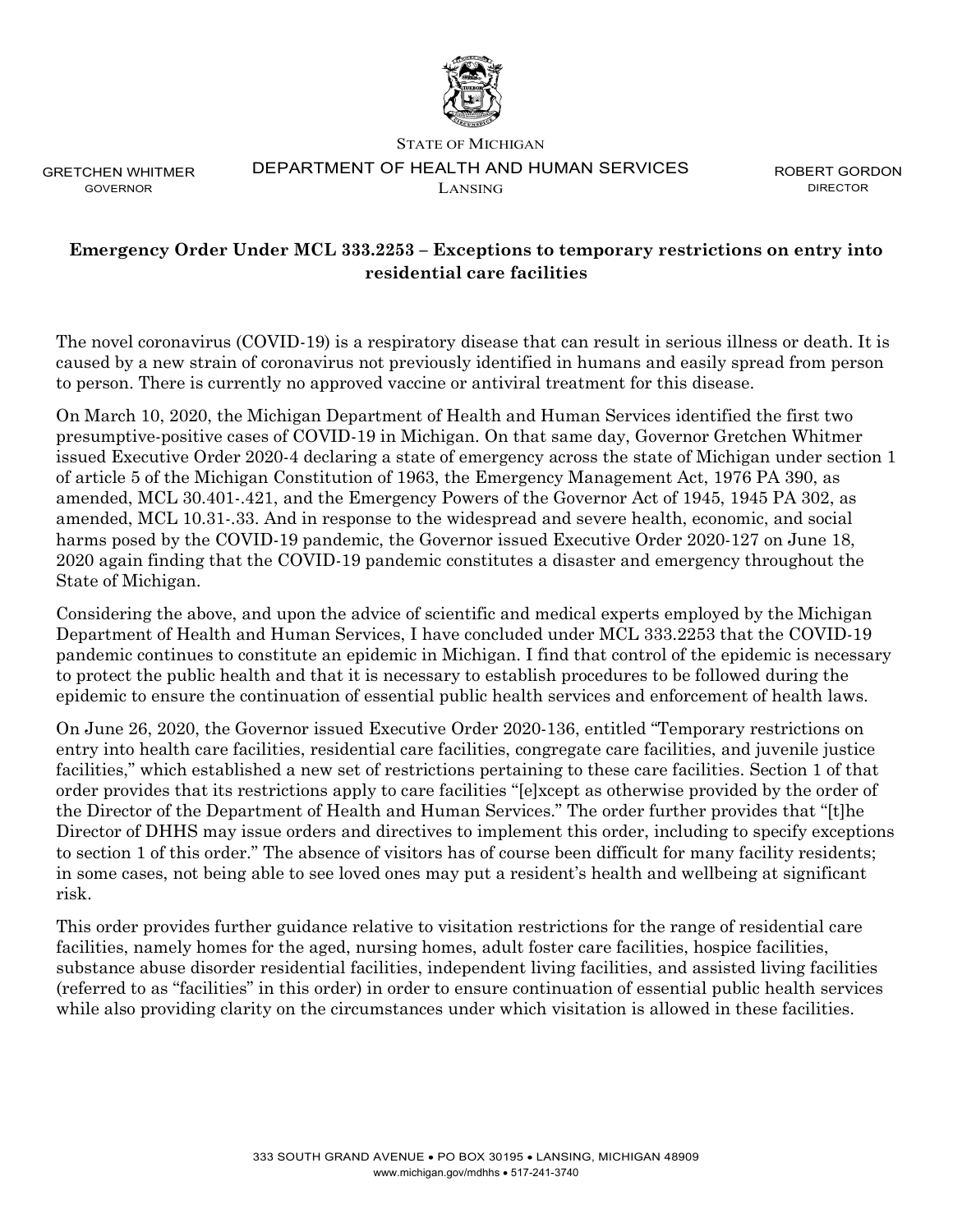STATE OF MICHIGAN

DEPARTMENT OF HEALTH AND HUMAN SERVICES

LANSING

GRETCHEN WHITMER
GOVERNOR

ROBERT GORDON
DIRECTOR

**Emergency Order Under MCL 333.2253 – Exceptions to temporary restrictions on entry into residential care facilities**

The novel coronavirus (COVID-19) is a respiratory disease that can result in serious illness or death. It is caused by a new strain of coronavirus not previously identified in humans and easily spread from person to person. There is currently no approved vaccine or antiviral treatment for this disease.

On March 10, 2020, the Michigan Department of Health and Human Services identified the first two presumptive-positive cases of COVID-19 in Michigan. On that same day, Governor Gretchen Whitmer issued Executive Order 2020-4 declaring a state of emergency across the state of Michigan under section 1 of article 5 of the Michigan Constitution of 1963, the Emergency Management Act, 1976 PA 390, as amended, MCL 30.401-.421, and the Emergency Powers of the Governor Act of 1945, 1945 PA 302, as amended, MCL 10.31-.33. And in response to the widespread and severe health, economic, and social harms posed by the COVID-19 pandemic, the Governor issued Executive Order 2020-127 on June 18, 2020 again finding that the COVID-19 pandemic constitutes a disaster and emergency throughout the State of Michigan.

Considering the above, and upon the advice of scientific and medical experts employed by the Michigan Department of Health and Human Services, I have concluded under MCL 333.2253 that the COVID-19 pandemic continues to constitute an epidemic in Michigan. I find that control of the epidemic is necessary to protect the public health and that it is necessary to establish procedures to be followed during the epidemic to ensure the continuation of essential public health services and enforcement of health laws.

On June 26, 2020, the Governor issued Executive Order 2020-136, entitled "Temporary restrictions on entry into health care facilities, residential care facilities, congregate care facilities, and juvenile justice facilities," which established a new set of restrictions pertaining to these care facilities. Section 1 of that order provides that its restrictions apply to care facilities "[e]xcept as otherwise provided by the order of the Director of the Department of Health and Human Services." The order further provides that "[t]he Director of DHHS may issue orders and directives to implement this order, including to specify exceptions to section 1 of this order." The absence of visitors has of course been difficult for many facility residents; in some cases, not being able to see loved ones may put a resident's health and wellbeing at significant risk.

This order provides further guidance relative to visitation restrictions for the range of residential care facilities, namely homes for the aged, nursing homes, adult foster care facilities, hospice facilities, substance abuse disorder residential facilities, independent living facilities, and assisted living facilities (referred to as "facilities" in this order) in order to ensure continuation of essential public health services while also providing clarity on the circumstances under which visitation is allowed in these facilities.

333 SOUTH GRAND AVENUE • PO BOX 30195 • LANSING, MICHIGAN 48909
www.michigan.gov/mdhhs • 517-241-3740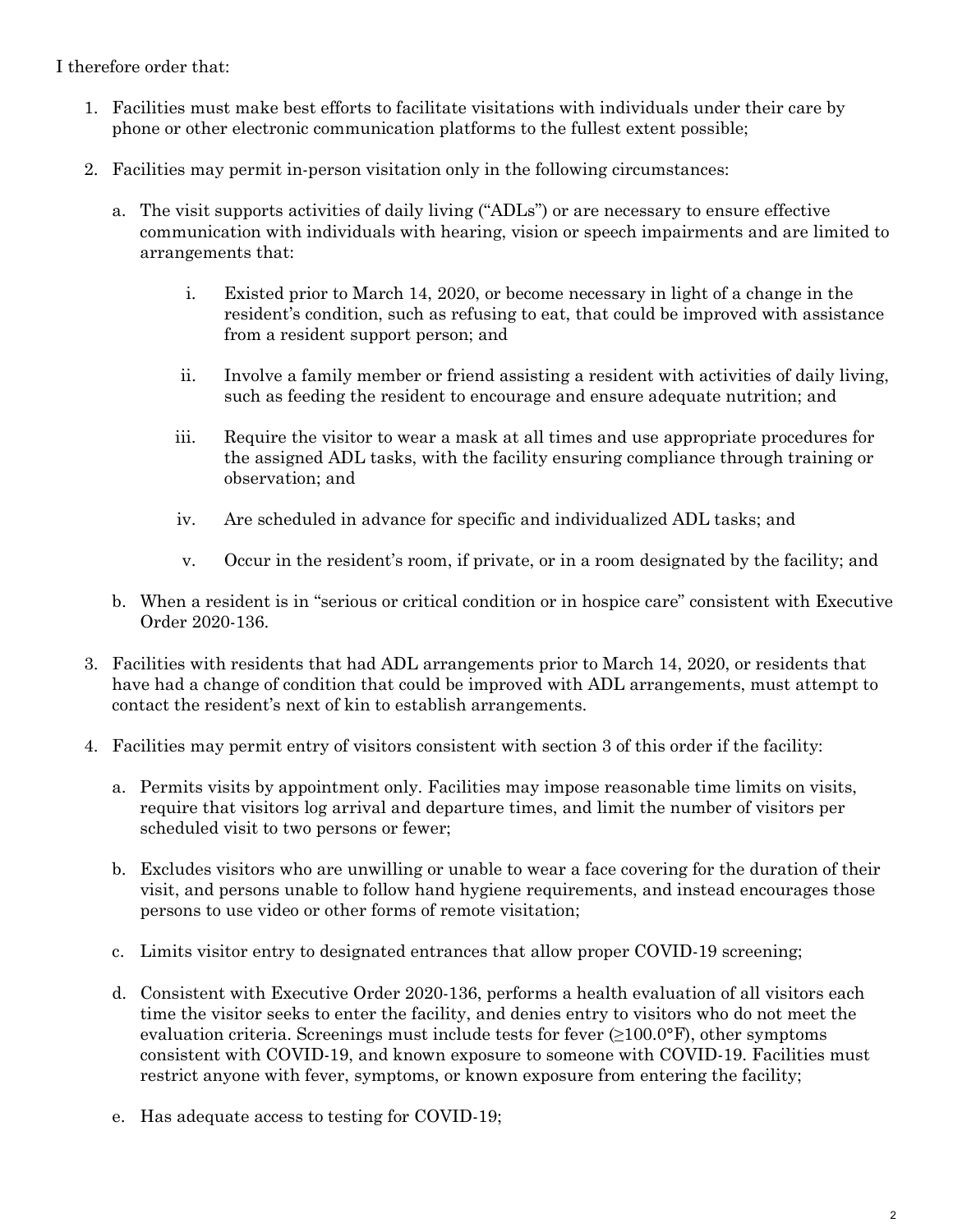I therefore order that:

1. Facilities must make best efforts to facilitate visitations with individuals under their care by phone or other electronic communication platforms to the fullest extent possible;

2. Facilities may permit in-person visitation only in the following circumstances:

   a. The visit supports activities of daily living ("ADLs") or are necessary to ensure effective communication with individuals with hearing, vision or speech impairments and are limited to arrangements that:

      i. Existed prior to March 14, 2020, or become necessary in light of a change in the resident's condition, such as refusing to eat, that could be improved with assistance from a resident support person; and

      ii. Involve a family member or friend assisting a resident with activities of daily living, such as feeding the resident to encourage and ensure adequate nutrition; and

      iii. Require the visitor to wear a mask at all times and use appropriate procedures for the assigned ADL tasks, with the facility ensuring compliance through training or observation; and

      iv. Are scheduled in advance for specific and individualized ADL tasks; and

      v. Occur in the resident's room, if private, or in a room designated by the facility; and

   b. When a resident is in "serious or critical condition or in hospice care" consistent with Executive Order 2020-136.

3. Facilities with residents that had ADL arrangements prior to March 14, 2020, or residents that have had a change of condition that could be improved with ADL arrangements, must attempt to contact the resident's next of kin to establish arrangements.

4. Facilities may permit entry of visitors consistent with section 3 of this order if the facility:

   a. Permits visits by appointment only. Facilities may impose reasonable time limits on visits, require that visitors log arrival and departure times, and limit the number of visitors per scheduled visit to two persons or fewer;

   b. Excludes visitors who are unwilling or unable to wear a face covering for the duration of their visit, and persons unable to follow hand hygiene requirements, and instead encourages those persons to use video or other forms of remote visitation;

   c. Limits visitor entry to designated entrances that allow proper COVID-19 screening;

   d. Consistent with Executive Order 2020-136, performs a health evaluation of all visitors each time the visitor seeks to enter the facility, and denies entry to visitors who do not meet the evaluation criteria. Screenings must include tests for fever (≥100.0°F), other symptoms consistent with COVID-19, and known exposure to someone with COVID-19. Facilities must restrict anyone with fever, symptoms, or known exposure from entering the facility;

   e. Has adequate access to testing for COVID-19;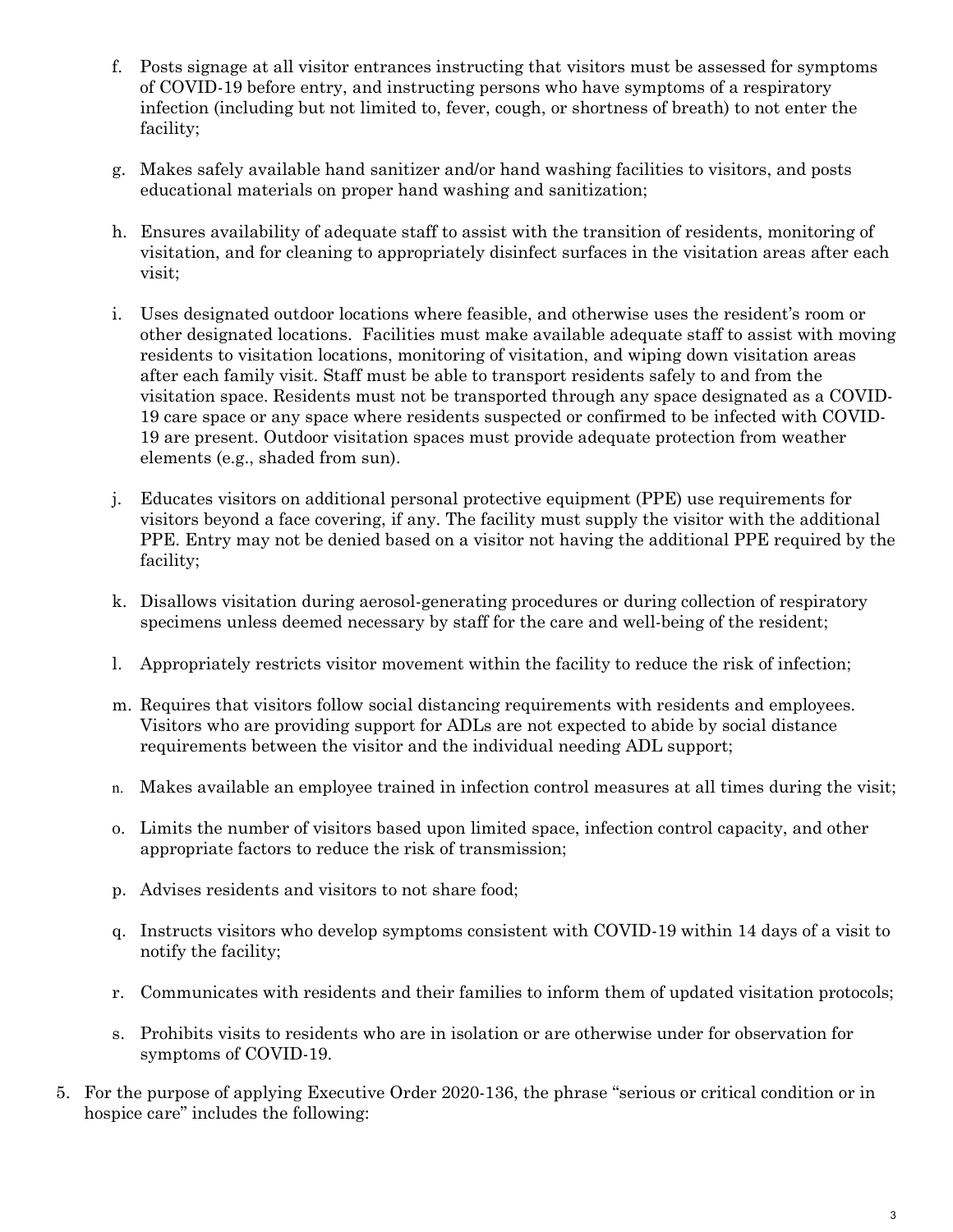f. Posts signage at all visitor entrances instructing that visitors must be assessed for symptoms of COVID-19 before entry, and instructing persons who have symptoms of a respiratory infection (including but not limited to, fever, cough, or shortness of breath) to not enter the facility;

g. Makes safely available hand sanitizer and/or hand washing facilities to visitors, and posts educational materials on proper hand washing and sanitization;

h. Ensures availability of adequate staff to assist with the transition of residents, monitoring of visitation, and for cleaning to appropriately disinfect surfaces in the visitation areas after each visit;

i. Uses designated outdoor locations where feasible, and otherwise uses the resident's room or other designated locations. Facilities must make available adequate staff to assist with moving residents to visitation locations, monitoring of visitation, and wiping down visitation areas after each family visit. Staff must be able to transport residents safely to and from the visitation space. Residents must not be transported through any space designated as a COVID-19 care space or any space where residents suspected or confirmed to be infected with COVID-19 are present. Outdoor visitation spaces must provide adequate protection from weather elements (e.g., shaded from sun).

j. Educates visitors on additional personal protective equipment (PPE) use requirements for visitors beyond a face covering, if any. The facility must supply the visitor with the additional PPE. Entry may not be denied based on a visitor not having the additional PPE required by the facility;

k. Disallows visitation during aerosol-generating procedures or during collection of respiratory specimens unless deemed necessary by staff for the care and well-being of the resident;

l. Appropriately restricts visitor movement within the facility to reduce the risk of infection;

m. Requires that visitors follow social distancing requirements with residents and employees. Visitors who are providing support for ADLs are not expected to abide by social distance requirements between the visitor and the individual needing ADL support;

n. Makes available an employee trained in infection control measures at all times during the visit;

o. Limits the number of visitors based upon limited space, infection control capacity, and other appropriate factors to reduce the risk of transmission;

p. Advises residents and visitors to not share food;

q. Instructs visitors who develop symptoms consistent with COVID-19 within 14 days of a visit to notify the facility;

r. Communicates with residents and their families to inform them of updated visitation protocols;

s. Prohibits visits to residents who are in isolation or are otherwise under for observation for symptoms of COVID-19.

5. For the purpose of applying Executive Order 2020-136, the phrase "serious or critical condition or in hospice care" includes the following: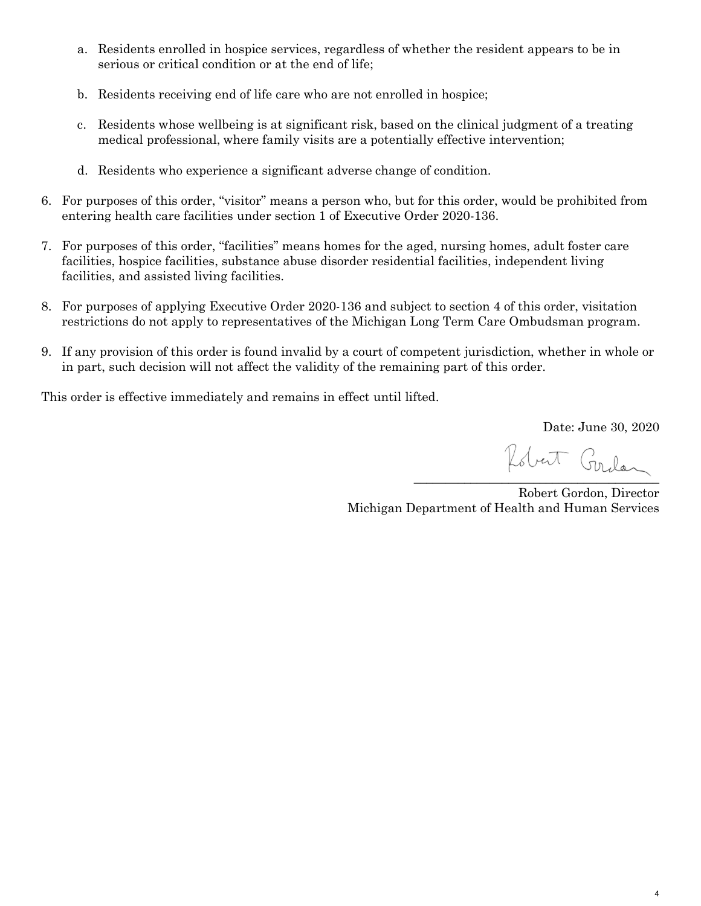a. Residents enrolled in hospice services, regardless of whether the resident appears to be in serious or critical condition or at the end of life;

   b. Residents receiving end of life care who are not enrolled in hospice;

   c. Residents whose wellbeing is at significant risk, based on the clinical judgment of a treating medical professional, where family visits are a potentially effective intervention;

   d. Residents who experience a significant adverse change of condition.

6. For purposes of this order, "visitor" means a person who, but for this order, would be prohibited from entering health care facilities under section 1 of Executive Order 2020-136.

7. For purposes of this order, "facilities" means homes for the aged, nursing homes, adult foster care facilities, hospice facilities, substance abuse disorder residential facilities, independent living facilities, and assisted living facilities.

8. For purposes of applying Executive Order 2020-136 and subject to section 4 of this order, visitation restrictions do not apply to representatives of the Michigan Long Term Care Ombudsman program.

9. If any provision of this order is found invalid by a court of competent jurisdiction, whether in whole or in part, such decision will not affect the validity of the remaining part of this order.

This order is effective immediately and remains in effect until lifted.

Date: June 30, 2020

Robert Gordon, Director
Michigan Department of Health and Human Services